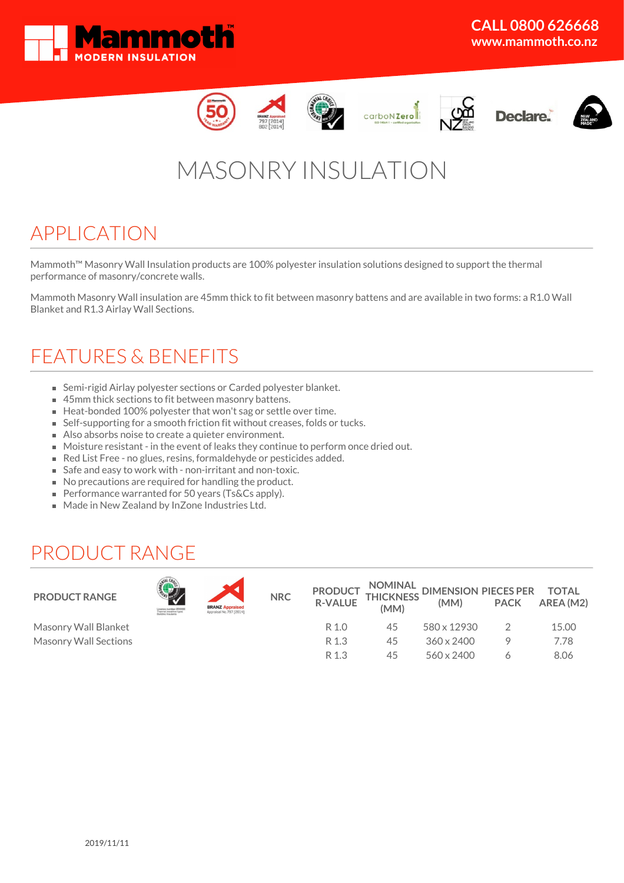# Mammoth MODERN INSULATION

CALL 0800 626668
www.mammoth.co.nz

# MASONRY INSULATION

## APPLICATION

Mammoth™ Masonry Wall Insulation products are 100% polyester insulation solutions designed to support the thermal performance of masonry/concrete walls.

Mammoth Masonry Wall insulation are 45mm thick to fit between masonry battens and are available in two forms: a R1.0 Wall Blanket and R1.3 Airlay Wall Sections.

## FEATURES & BENEFITS

- Semi-rigid Airlay polyester sections or Carded polyester blanket.
- 45mm thick sections to fit between masonry battens.
- Heat-bonded 100% polyester that won't sag or settle over time.
- Self-supporting for a smooth friction fit without creases, folds or tucks.
- Also absorbs noise to create a quieter environment.
- Moisture resistant - in the event of leaks they continue to perform once dried out.
- Red List Free - no glues, resins, formaldehyde or pesticides added.
- Safe and easy to work with - non-irritant and non-toxic.
- No precautions are required for handling the product.
- Performance warranted for 50 years (Ts&Cs apply).
- Made in New Zealand by InZone Industries Ltd.

## PRODUCT RANGE

| PRODUCT RANGE | Environmental Choice | BRANZ Appraised | NRC | PRODUCT R-VALUE | NOMINAL THICKNESS (MM) | DIMENSION (MM) | PIECES PER PACK | TOTAL AREA (M2) |
|---|---|---|---|---|---|---|---|---|
| Masonry Wall Blanket | | | | R 1.0 | 45 | 580 x 12930 | 2 | 15.00 |
| Masonry Wall Sections | | | | R 1.3 | 45 | 360 x 2400 | 9 | 7.78 |
| | | | | R 1.3 | 45 | 560 x 2400 | 6 | 8.06 |

2019/11/11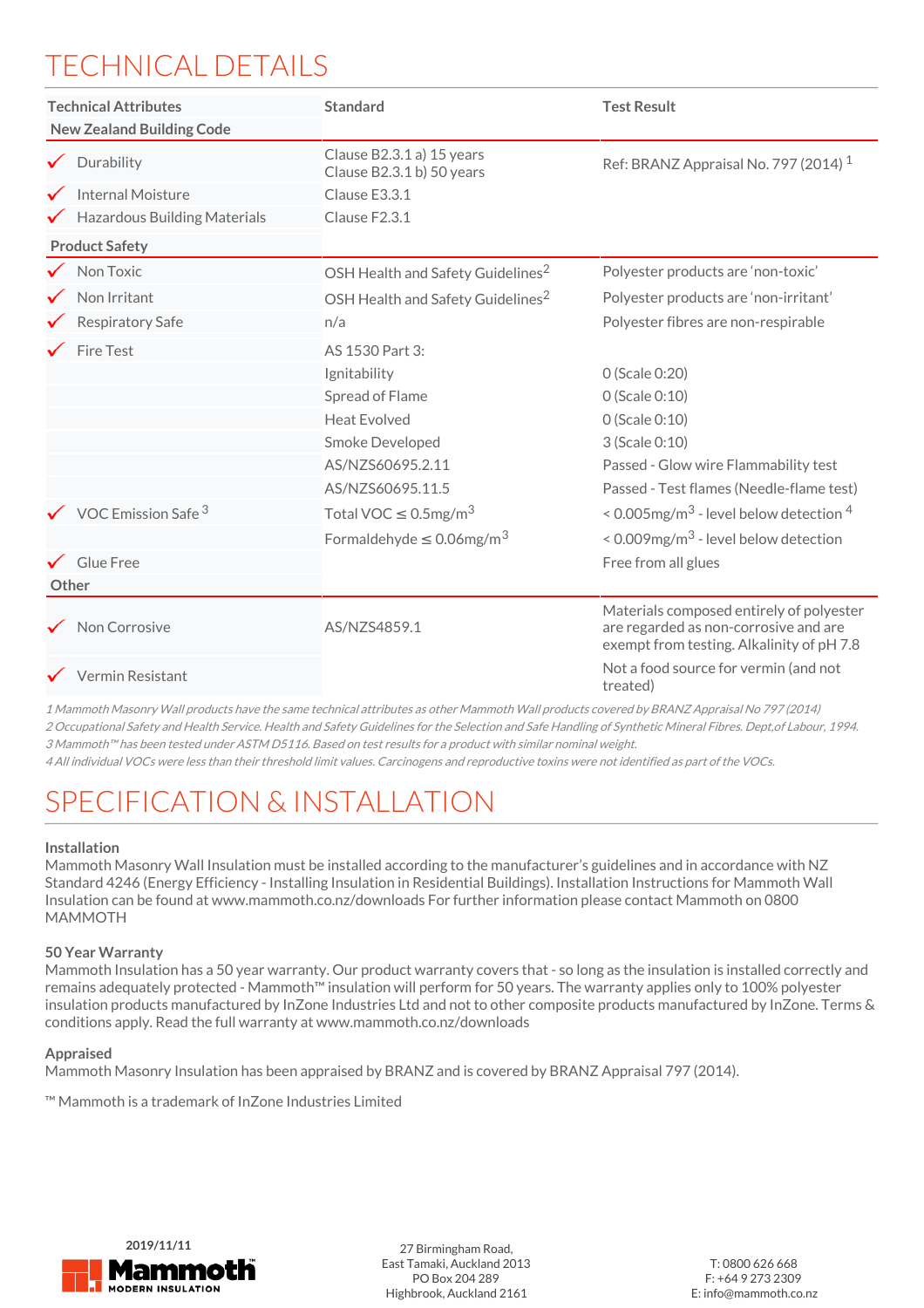# TECHNICAL DETAILS

| Technical Attributes | Standard | Test Result |
|---|---|---|
| **New Zealand Building Code** | | |
| ✓ Durability | Clause B2.3.1 a) 15 years<br>Clause B2.3.1 b) 50 years | Ref: BRANZ Appraisal No. 797 (2014) [1] |
| ✓ Internal Moisture | Clause E3.3.1 | |
| ✓ Hazardous Building Materials | Clause F2.3.1 | |
| **Product Safety** | | |
| ✓ Non Toxic | OSH Health and Safety Guidelines[2] | Polyester products are 'non-toxic' |
| ✓ Non Irritant | OSH Health and Safety Guidelines[2] | Polyester products are 'non-irritant' |
| ✓ Respiratory Safe | n/a | Polyester fibres are non-respirable |
| ✓ Fire Test | AS 1530 Part 3: | |
| | Ignitability | 0 (Scale 0:20) |
| | Spread of Flame | 0 (Scale 0:10) |
| | Heat Evolved | 0 (Scale 0:10) |
| | Smoke Developed | 3 (Scale 0:10) |
| | AS/NZS60695.2.11 | Passed - Glow wire Flammability test |
| | AS/NZS60695.11.5 | Passed - Test flames (Needle-flame test) |
| ✓ VOC Emission Safe [3] | Total VOC $\leq 0.5 mg/m^3$ | $< 0.005 mg/m^3$ - level below detection [4] |
| | Formaldehyde $\leq 0.06 mg/m^3$ | $< 0.009 mg/m^3$ - level below detection |
| ✓ Glue Free | | Free from all glues |
| **Other** | | |
| ✓ Non Corrosive | AS/NZS4859.1 | Materials composed entirely of polyester are regarded as non-corrosive and are exempt from testing. Alkalinity of pH 7.8 |
| ✓ Vermin Resistant | | Not a food source for vermin (and not treated) |

*1 Mammoth Masonry Wall products have the same technical attributes as other Mammoth Wall products covered by BRANZ Appraisal No 797 (2014)*
*2 Occupational Safety and Health Service. Health and Safety Guidelines for the Selection and Safe Handling of Synthetic Mineral Fibres. Dept,of Labour, 1994.*
*3 Mammoth™ has been tested under ASTM D5116. Based on test results for a product with similar nominal weight.*
*4 All individual VOCs were less than their threshold limit values. Carcinogens and reproductive toxins were not identified as part of the VOCs.*

# SPECIFICATION & INSTALLATION

**Installation**
Mammoth Masonry Wall Insulation must be installed according to the manufacturer's guidelines and in accordance with NZ Standard 4246 (Energy Efficiency - Installing Insulation in Residential Buildings). Installation Instructions for Mammoth Wall Insulation can be found at www.mammoth.co.nz/downloads For further information please contact Mammoth on 0800 MAMMOTH

**50 Year Warranty**
Mammoth Insulation has a 50 year warranty. Our product warranty covers that - so long as the insulation is installed correctly and remains adequately protected - Mammoth™ insulation will perform for 50 years. The warranty applies only to 100% polyester insulation products manufactured by InZone Industries Ltd and not to other composite products manufactured by InZone. Terms & conditions apply. Read the full warranty at www.mammoth.co.nz/downloads

**Appraised**
Mammoth Masonry Insulation has been appraised by BRANZ and is covered by BRANZ Appraisal 797 (2014).

™ Mammoth is a trademark of InZone Industries Limited

2019/11/11

Mammoth™ MODERN INSULATION

27 Birmingham Road,
East Tamaki, Auckland 2013
PO Box 204 289
Highbrook, Auckland 2161

T: 0800 626 668
F: +64 9 273 2309
E: info@mammoth.co.nz